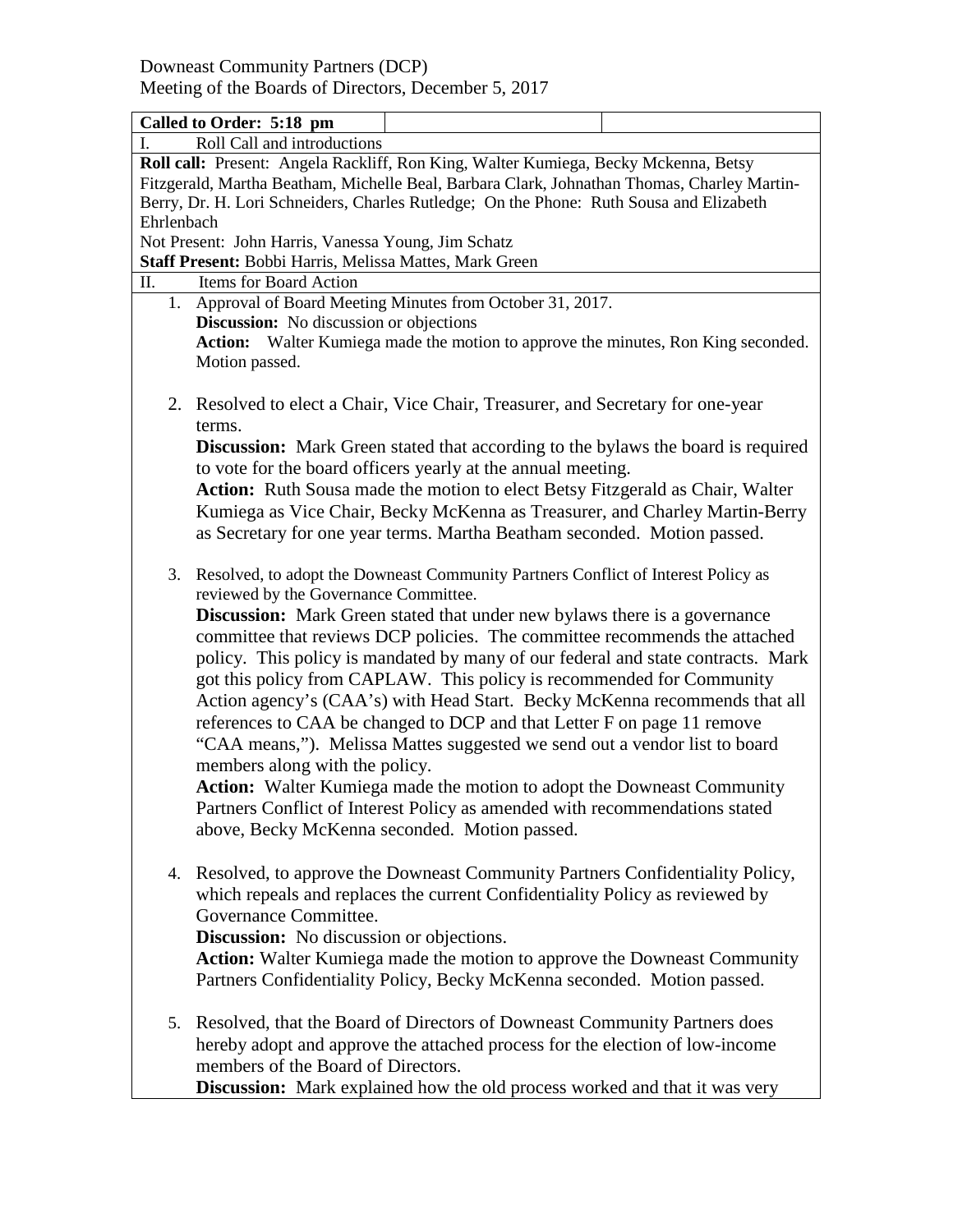Downeast Community Partners (DCP)
Meeting of the Boards of Directors, December 5, 2017

**Called to Order: 5:18 pm**

I. Roll Call and introductions

**Roll call:** Present: Angela Rackliff, Ron King, Walter Kumiega, Becky Mckenna, Betsy Fitzgerald, Martha Beatham, Michelle Beal, Barbara Clark, Johnathan Thomas, Charley Martin-Berry, Dr. H. Lori Schneiders, Charles Rutledge; On the Phone: Ruth Sousa and Elizabeth Ehrlenbach

Not Present: John Harris, Vanessa Young, Jim Schatz

**Staff Present:** Bobbi Harris, Melissa Mattes, Mark Green

II. Items for Board Action

1. Approval of Board Meeting Minutes from October 31, 2017.
   **Discussion:** No discussion or objections
   **Action:** Walter Kumiega made the motion to approve the minutes, Ron King seconded. Motion passed.

2. Resolved to elect a Chair, Vice Chair, Treasurer, and Secretary for one-year terms.
   **Discussion:** Mark Green stated that according to the bylaws the board is required to vote for the board officers yearly at the annual meeting.
   **Action:** Ruth Sousa made the motion to elect Betsy Fitzgerald as Chair, Walter Kumiega as Vice Chair, Becky McKenna as Treasurer, and Charley Martin-Berry as Secretary for one year terms. Martha Beatham seconded. Motion passed.

3. Resolved, to adopt the Downeast Community Partners Conflict of Interest Policy as reviewed by the Governance Committee.
   **Discussion:** Mark Green stated that under new bylaws there is a governance committee that reviews DCP policies. The committee recommends the attached policy. This policy is mandated by many of our federal and state contracts. Mark got this policy from CAPLAW. This policy is recommended for Community Action agency's (CAA's) with Head Start. Becky McKenna recommends that all references to CAA be changed to DCP and that Letter F on page 11 remove "CAA means,"). Melissa Mattes suggested we send out a vendor list to board members along with the policy.
   **Action:** Walter Kumiega made the motion to adopt the Downeast Community Partners Conflict of Interest Policy as amended with recommendations stated above, Becky McKenna seconded. Motion passed.

4. Resolved, to approve the Downeast Community Partners Confidentiality Policy, which repeals and replaces the current Confidentiality Policy as reviewed by Governance Committee.
   **Discussion:** No discussion or objections.
   **Action:** Walter Kumiega made the motion to approve the Downeast Community Partners Confidentiality Policy, Becky McKenna seconded. Motion passed.

5. Resolved, that the Board of Directors of Downeast Community Partners does hereby adopt and approve the attached process for the election of low-income members of the Board of Directors.
   **Discussion:** Mark explained how the old process worked and that it was very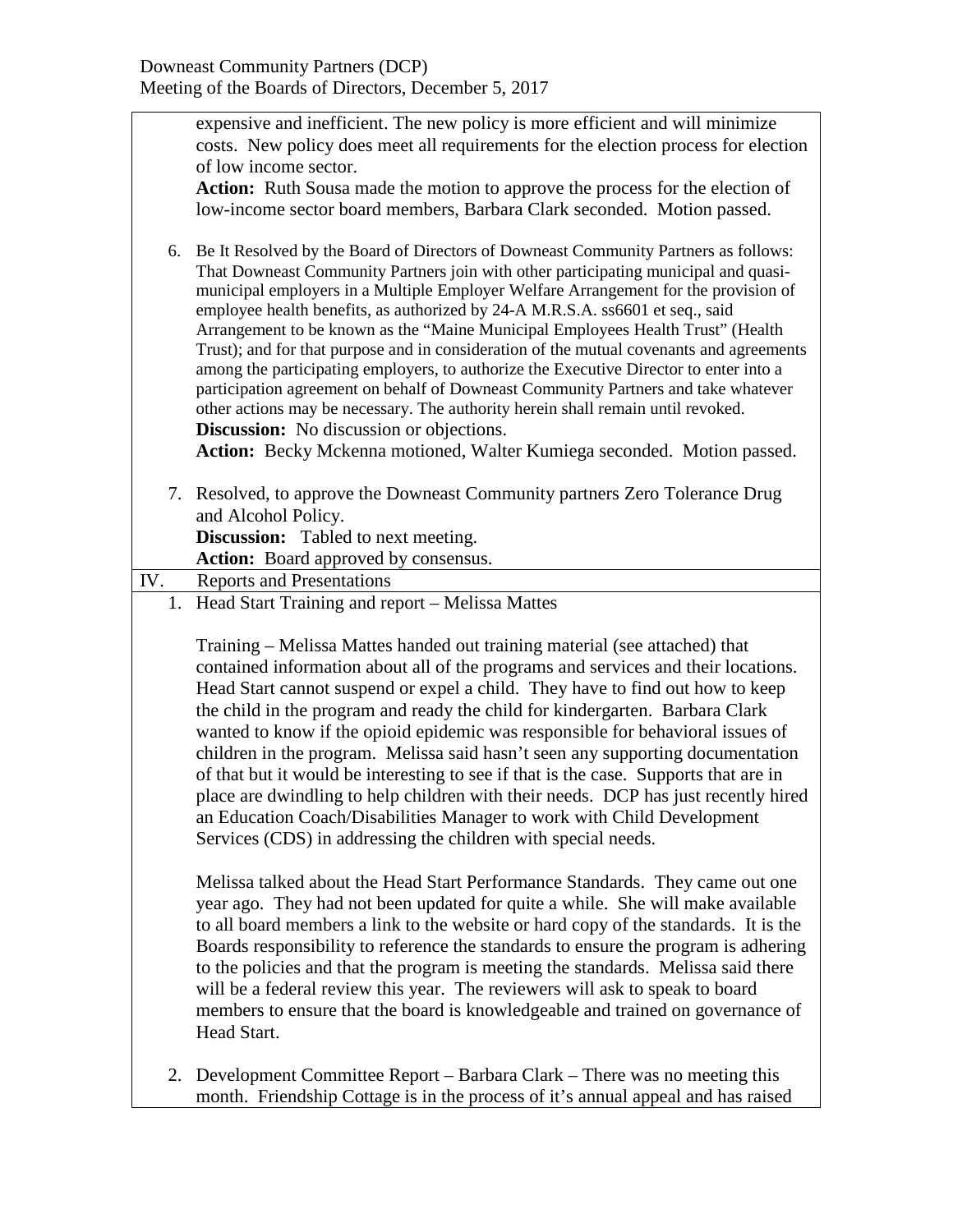expensive and inefficient. The new policy is more efficient and will minimize costs. New policy does meet all requirements for the election process for election of low income sector.

**Action:** Ruth Sousa made the motion to approve the process for the election of low-income sector board members, Barbara Clark seconded. Motion passed.

6. Be It Resolved by the Board of Directors of Downeast Community Partners as follows: That Downeast Community Partners join with other participating municipal and quasi-municipal employers in a Multiple Employer Welfare Arrangement for the provision of employee health benefits, as authorized by 24-A M.R.S.A. ss6601 et seq., said Arrangement to be known as the "Maine Municipal Employees Health Trust" (Health Trust); and for that purpose and in consideration of the mutual covenants and agreements among the participating employers, to authorize the Executive Director to enter into a participation agreement on behalf of Downeast Community Partners and take whatever other actions may be necessary. The authority herein shall remain until revoked.

   **Discussion:** No discussion or objections.

   **Action:** Becky Mckenna motioned, Walter Kumiega seconded. Motion passed.

7. Resolved, to approve the Downeast Community partners Zero Tolerance Drug and Alcohol Policy.

   **Discussion:** Tabled to next meeting.

   **Action:** Board approved by consensus.

IV. Reports and Presentations

1. Head Start Training and report – Melissa Mattes

   Training – Melissa Mattes handed out training material (see attached) that contained information about all of the programs and services and their locations. Head Start cannot suspend or expel a child. They have to find out how to keep the child in the program and ready the child for kindergarten. Barbara Clark wanted to know if the opioid epidemic was responsible for behavioral issues of children in the program. Melissa said hasn't seen any supporting documentation of that but it would be interesting to see if that is the case. Supports that are in place are dwindling to help children with their needs. DCP has just recently hired an Education Coach/Disabilities Manager to work with Child Development Services (CDS) in addressing the children with special needs.

   Melissa talked about the Head Start Performance Standards. They came out one year ago. They had not been updated for quite a while. She will make available to all board members a link to the website or hard copy of the standards. It is the Boards responsibility to reference the standards to ensure the program is adhering to the policies and that the program is meeting the standards. Melissa said there will be a federal review this year. The reviewers will ask to speak to board members to ensure that the board is knowledgeable and trained on governance of Head Start.

2. Development Committee Report – Barbara Clark – There was no meeting this month. Friendship Cottage is in the process of it's annual appeal and has raised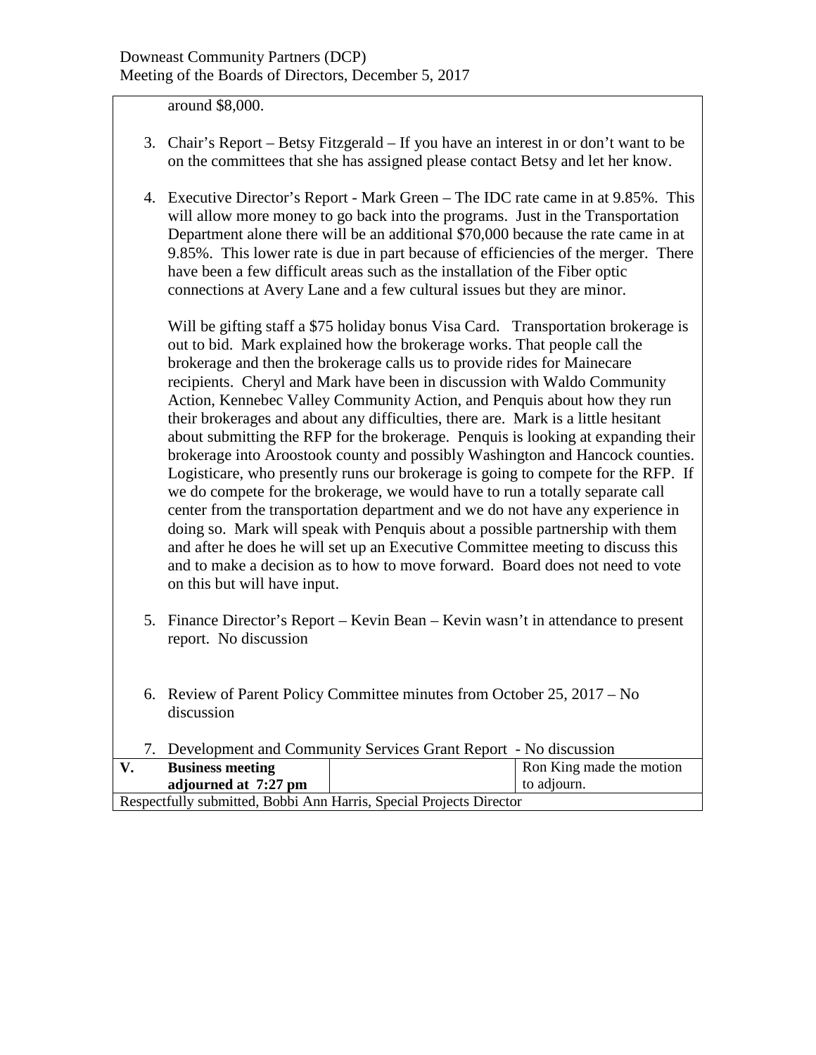around $8,000.

3. Chair's Report – Betsy Fitzgerald – If you have an interest in or don't want to be on the committees that she has assigned please contact Betsy and let her know.

4. Executive Director's Report - Mark Green – The IDC rate came in at 9.85%. This will allow more money to go back into the programs. Just in the Transportation Department alone there will be an additional $70,000 because the rate came in at 9.85%. This lower rate is due in part because of efficiencies of the merger. There have been a few difficult areas such as the installation of the Fiber optic connections at Avery Lane and a few cultural issues but they are minor.

   Will be gifting staff a $75 holiday bonus Visa Card. Transportation brokerage is out to bid. Mark explained how the brokerage works. That people call the brokerage and then the brokerage calls us to provide rides for Mainecare recipients. Cheryl and Mark have been in discussion with Waldo Community Action, Kennebec Valley Community Action, and Penquis about how they run their brokerages and about any difficulties, there are. Mark is a little hesitant about submitting the RFP for the brokerage. Penquis is looking at expanding their brokerage into Aroostook county and possibly Washington and Hancock counties. Logisticare, who presently runs our brokerage is going to compete for the RFP. If we do compete for the brokerage, we would have to run a totally separate call center from the transportation department and we do not have any experience in doing so. Mark will speak with Penquis about a possible partnership with them and after he does he will set up an Executive Committee meeting to discuss this and to make a decision as to how to move forward. Board does not need to vote on this but will have input.

5. Finance Director's Report – Kevin Bean – Kevin wasn't in attendance to present report. No discussion

6. Review of Parent Policy Committee minutes from October 25, 2017 – No discussion

7. Development and Community Services Grant Report - No discussion

| | | | |
|---|---|---|---|
| **V.** | **Business meeting adjourned at 7:27 pm** | | Ron King made the motion to adjourn. |

Respectfully submitted, Bobbi Ann Harris, Special Projects Director